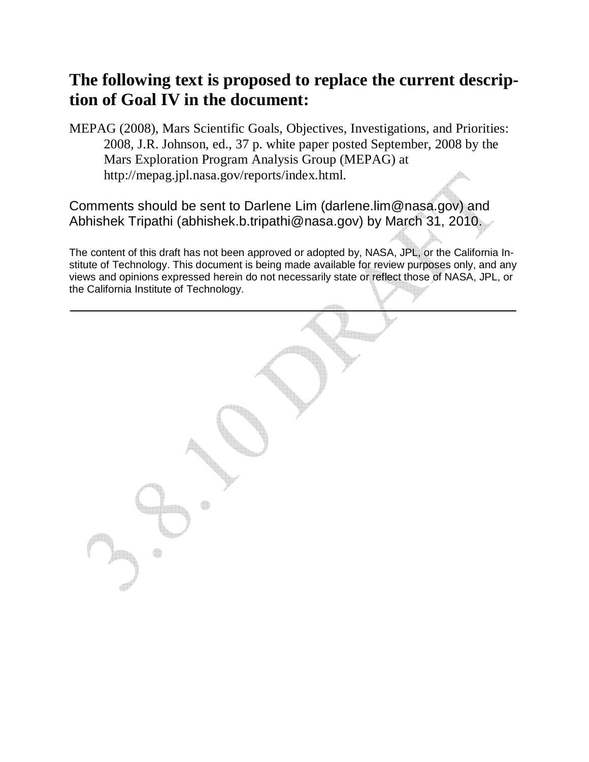# The following text is proposed to replace the current description of Goal IV in the document:

MEPAG (2008), Mars Scientific Goals, Objectives, Investigations, and Priorities: 2008, J.R. Johnson, ed., 37 p. white paper posted September, 2008 by the Mars Exploration Program Analysis Group (MEPAG) at http://mepag.jpl.nasa.gov/reports/index.html.

Comments should be sent to Darlene Lim (darlene.lim@nasa.gov) and Abhishek Tripathi (abhishek.b.tripathi@nasa.gov) by March 31, 2010.

The content of this draft has not been approved or adopted by, NASA, JPL, or the California Institute of Technology. This document is being made available for review purposes only, and any views and opinions expressed herein do not necessarily state or reflect those of NASA, JPL, or the California Institute of Technology.

---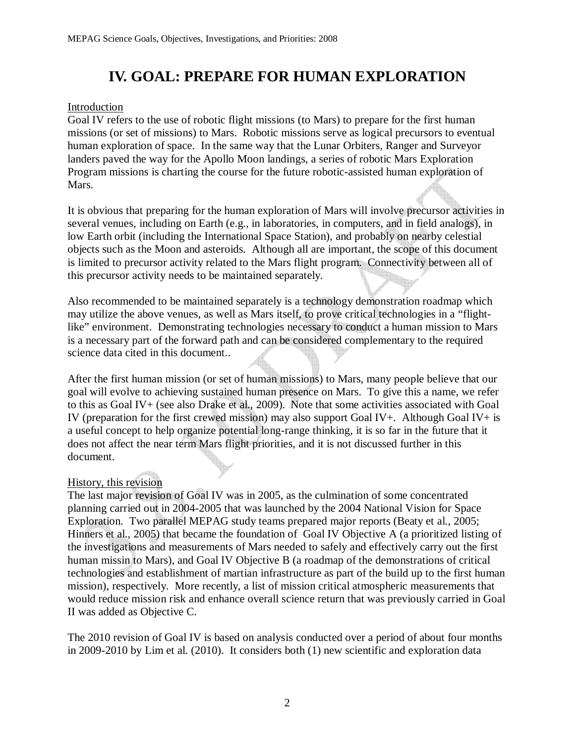# IV. GOAL: PREPARE FOR HUMAN EXPLORATION

Introduction

Goal IV refers to the use of robotic flight missions (to Mars) to prepare for the first human missions (or set of missions) to Mars. Robotic missions serve as logical precursors to eventual human exploration of space. In the same way that the Lunar Orbiters, Ranger and Surveyor landers paved the way for the Apollo Moon landings, a series of robotic Mars Exploration Program missions is charting the course for the future robotic-assisted human exploration of Mars.

It is obvious that preparing for the human exploration of Mars will involve precursor activities in several venues, including on Earth (e.g., in laboratories, in computers, and in field analogs), in low Earth orbit (including the International Space Station), and probably on nearby celestial objects such as the Moon and asteroids. Although all are important, the scope of this document is limited to precursor activity related to the Mars flight program. Connectivity between all of this precursor activity needs to be maintained separately.

Also recommended to be maintained separately is a technology demonstration roadmap which may utilize the above venues, as well as Mars itself, to prove critical technologies in a "flight-like" environment. Demonstrating technologies necessary to conduct a human mission to Mars is a necessary part of the forward path and can be considered complementary to the required science data cited in this document..

After the first human mission (or set of human missions) to Mars, many people believe that our goal will evolve to achieving sustained human presence on Mars. To give this a name, we refer to this as Goal IV+ (see also Drake et al., 2009). Note that some activities associated with Goal IV (preparation for the first crewed mission) may also support Goal IV+. Although Goal IV+ is a useful concept to help organize potential long-range thinking, it is so far in the future that it does not affect the near term Mars flight priorities, and it is not discussed further in this document.

History, this revision

The last major revision of Goal IV was in 2005, as the culmination of some concentrated planning carried out in 2004-2005 that was launched by the 2004 National Vision for Space Exploration. Two parallel MEPAG study teams prepared major reports (Beaty et al., 2005; Hinners et al., 2005) that became the foundation of Goal IV Objective A (a prioritized listing of the investigations and measurements of Mars needed to safely and effectively carry out the first human missin to Mars), and Goal IV Objective B (a roadmap of the demonstrations of critical technologies and establishment of martian infrastructure as part of the build up to the first human mission), respectively. More recently, a list of mission critical atmospheric measurements that would reduce mission risk and enhance overall science return that was previously carried in Goal II was added as Objective C.

The 2010 revision of Goal IV is based on analysis conducted over a period of about four months in 2009-2010 by Lim et al. (2010). It considers both (1) new scientific and exploration data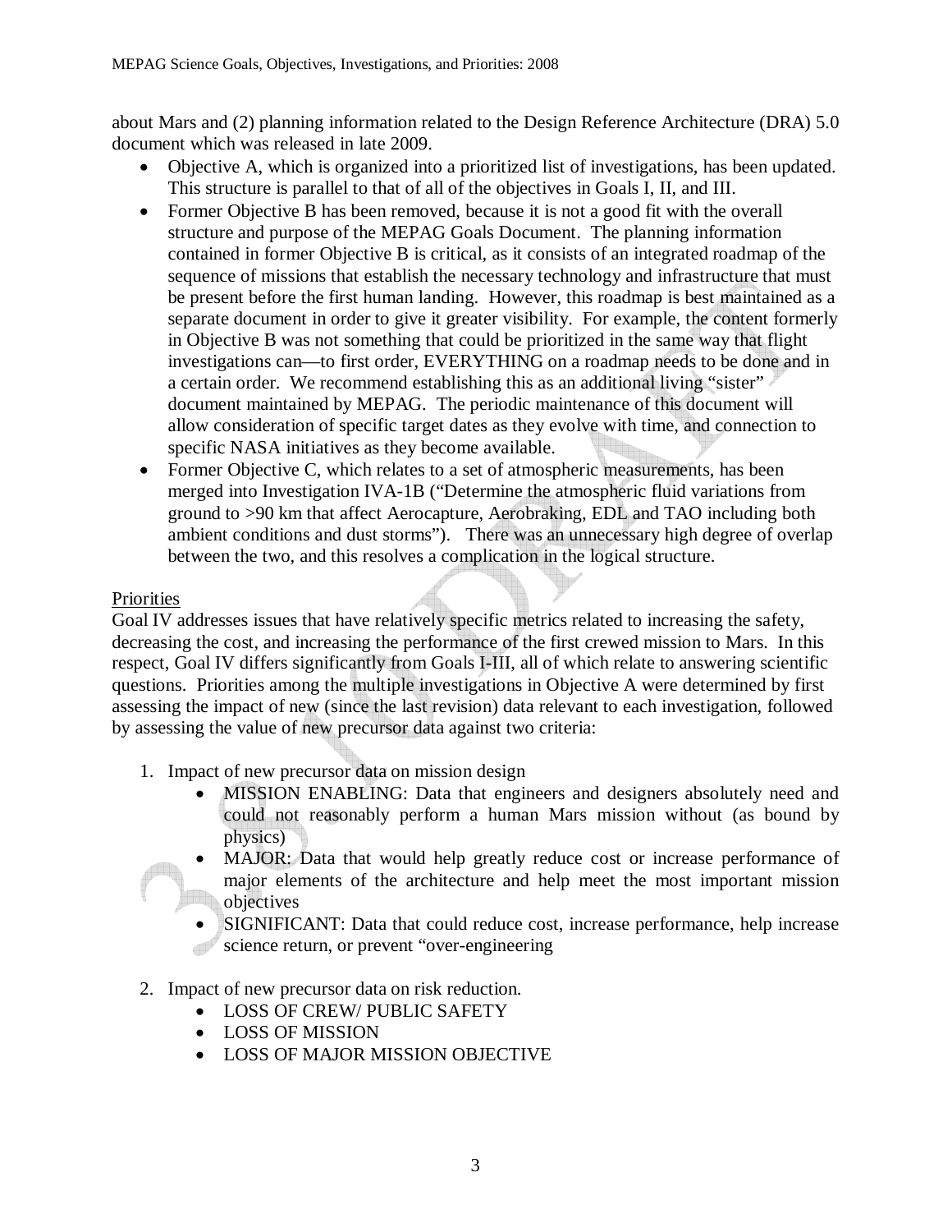about Mars and (2) planning information related to the Design Reference Architecture (DRA) 5.0 document which was released in late 2009.

- Objective A, which is organized into a prioritized list of investigations, has been updated. This structure is parallel to that of all of the objectives in Goals I, II, and III.
- Former Objective B has been removed, because it is not a good fit with the overall structure and purpose of the MEPAG Goals Document. The planning information contained in former Objective B is critical, as it consists of an integrated roadmap of the sequence of missions that establish the necessary technology and infrastructure that must be present before the first human landing. However, this roadmap is best maintained as a separate document in order to give it greater visibility. For example, the content formerly in Objective B was not something that could be prioritized in the same way that flight investigations can—to first order, EVERYTHING on a roadmap needs to be done and in a certain order. We recommend establishing this as an additional living "sister" document maintained by MEPAG. The periodic maintenance of this document will allow consideration of specific target dates as they evolve with time, and connection to specific NASA initiatives as they become available.
- Former Objective C, which relates to a set of atmospheric measurements, has been merged into Investigation IVA-1B ("Determine the atmospheric fluid variations from ground to >90 km that affect Aerocapture, Aerobraking, EDL and TAO including both ambient conditions and dust storms"). There was an unnecessary high degree of overlap between the two, and this resolves a complication in the logical structure.

Priorities

Goal IV addresses issues that have relatively specific metrics related to increasing the safety, decreasing the cost, and increasing the performance of the first crewed mission to Mars. In this respect, Goal IV differs significantly from Goals I-III, all of which relate to answering scientific questions. Priorities among the multiple investigations in Objective A were determined by first assessing the impact of new (since the last revision) data relevant to each investigation, followed by assessing the value of new precursor data against two criteria:

1. Impact of new precursor data on mission design
   - MISSION ENABLING: Data that engineers and designers absolutely need and could not reasonably perform a human Mars mission without (as bound by physics)
   - MAJOR: Data that would help greatly reduce cost or increase performance of major elements of the architecture and help meet the most important mission objectives
   - SIGNIFICANT: Data that could reduce cost, increase performance, help increase science return, or prevent "over-engineering
2. Impact of new precursor data on risk reduction.
   - LOSS OF CREW/ PUBLIC SAFETY
   - LOSS OF MISSION
   - LOSS OF MAJOR MISSION OBJECTIVE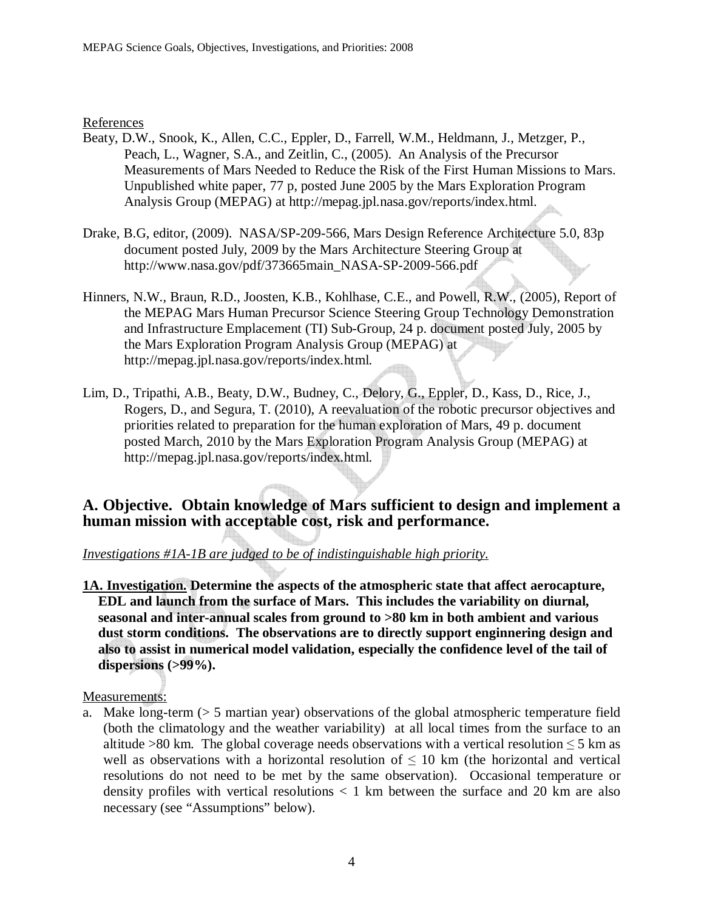References

Beaty, D.W., Snook, K., Allen, C.C., Eppler, D., Farrell, W.M., Heldmann, J., Metzger, P., Peach, L., Wagner, S.A., and Zeitlin, C., (2005). An Analysis of the Precursor Measurements of Mars Needed to Reduce the Risk of the First Human Missions to Mars. Unpublished white paper, 77 p, posted June 2005 by the Mars Exploration Program Analysis Group (MEPAG) at http://mepag.jpl.nasa.gov/reports/index.html.

Drake, B.G, editor, (2009). NASA/SP-209-566, Mars Design Reference Architecture 5.0, 83p document posted July, 2009 by the Mars Architecture Steering Group at http://www.nasa.gov/pdf/373665main_NASA-SP-2009-566.pdf

Hinners, N.W., Braun, R.D., Joosten, K.B., Kohlhase, C.E., and Powell, R.W., (2005), Report of the MEPAG Mars Human Precursor Science Steering Group Technology Demonstration and Infrastructure Emplacement (TI) Sub-Group, 24 p. document posted July, 2005 by the Mars Exploration Program Analysis Group (MEPAG) at http://mepag.jpl.nasa.gov/reports/index.html.

Lim, D., Tripathi, A.B., Beaty, D.W., Budney, C., Delory, G., Eppler, D., Kass, D., Rice, J., Rogers, D., and Segura, T. (2010), A reevaluation of the robotic precursor objectives and priorities related to preparation for the human exploration of Mars, 49 p. document posted March, 2010 by the Mars Exploration Program Analysis Group (MEPAG) at http://mepag.jpl.nasa.gov/reports/index.html.

## A. Objective. Obtain knowledge of Mars sufficient to design and implement a human mission with acceptable cost, risk and performance.

*Investigations #1A-1B are judged to be of indistinguishable high priority.*

**1A. Investigation. Determine the aspects of the atmospheric state that affect aerocapture, EDL and launch from the surface of Mars. This includes the variability on diurnal, seasonal and inter-annual scales from ground to >80 km in both ambient and various dust storm conditions. The observations are to directly support enginnering design and also to assist in numerical model validation, especially the confidence level of the tail of dispersions (>99%).**

Measurements:

a. Make long-term (> 5 martian year) observations of the global atmospheric temperature field (both the climatology and the weather variability) at all local times from the surface to an altitude >80 km. The global coverage needs observations with a vertical resolution $\leq 5$ km as well as observations with a horizontal resolution of $\leq 10$ km (the horizontal and vertical resolutions do not need to be met by the same observation). Occasional temperature or density profiles with vertical resolutions < 1 km between the surface and 20 km are also necessary (see "Assumptions" below).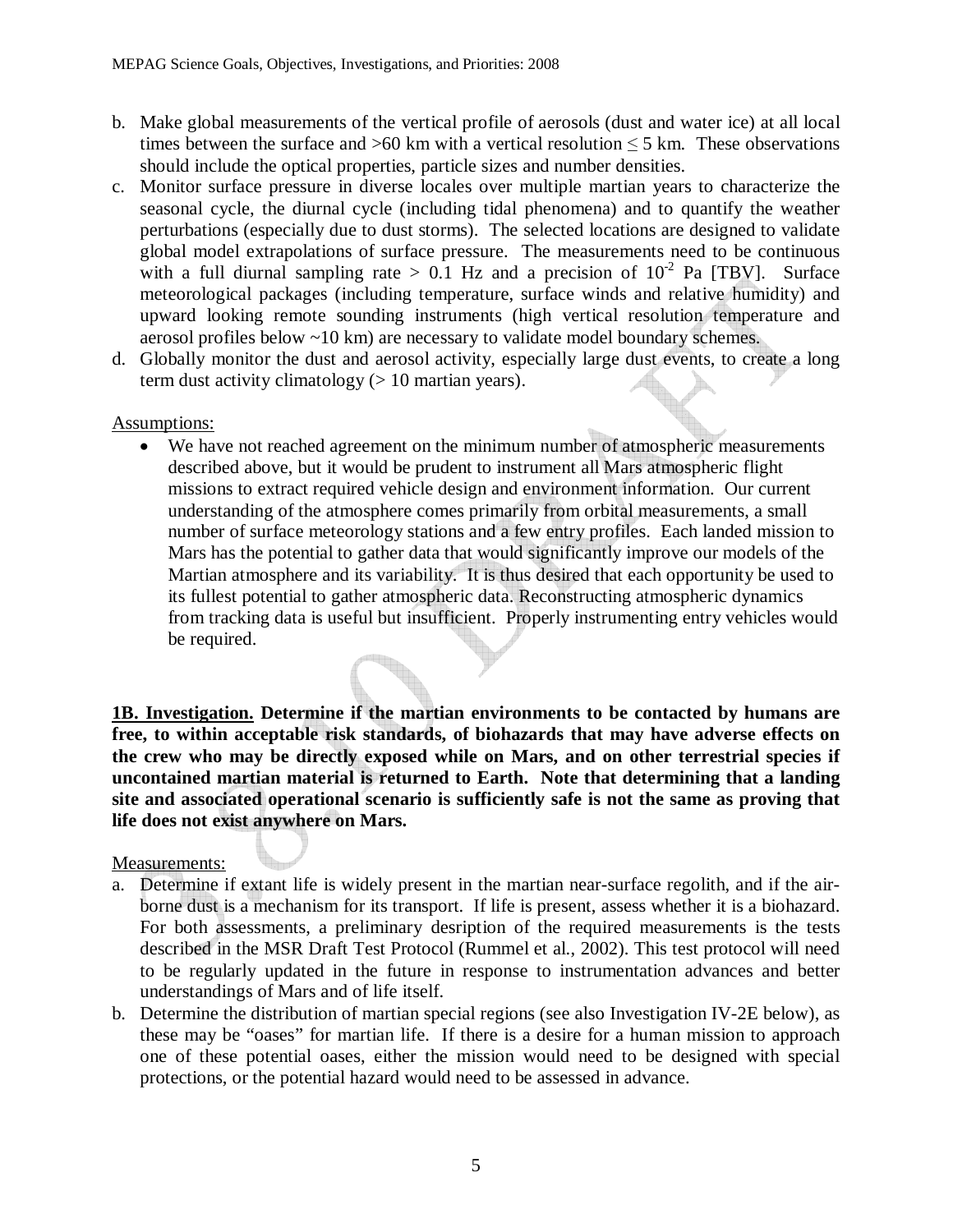b. Make global measurements of the vertical profile of aerosols (dust and water ice) at all local times between the surface and >60 km with a vertical resolution ≤ 5 km. These observations should include the optical properties, particle sizes and number densities.
c. Monitor surface pressure in diverse locales over multiple martian years to characterize the seasonal cycle, the diurnal cycle (including tidal phenomena) and to quantify the weather perturbations (especially due to dust storms). The selected locations are designed to validate global model extrapolations of surface pressure. The measurements need to be continuous with a full diurnal sampling rate > 0.1 Hz and a precision of $10^{-2}$ Pa [TBV]. Surface meteorological packages (including temperature, surface winds and relative humidity) and upward looking remote sounding instruments (high vertical resolution temperature and aerosol profiles below ~10 km) are necessary to validate model boundary schemes.
d. Globally monitor the dust and aerosol activity, especially large dust events, to create a long term dust activity climatology (> 10 martian years).

Assumptions:

- We have not reached agreement on the minimum number of atmospheric measurements described above, but it would be prudent to instrument all Mars atmospheric flight missions to extract required vehicle design and environment information. Our current understanding of the atmosphere comes primarily from orbital measurements, a small number of surface meteorology stations and a few entry profiles. Each landed mission to Mars has the potential to gather data that would significantly improve our models of the Martian atmosphere and its variability. It is thus desired that each opportunity be used to its fullest potential to gather atmospheric data. Reconstructing atmospheric dynamics from tracking data is useful but insufficient. Properly instrumenting entry vehicles would be required.

**1B. Investigation. Determine if the martian environments to be contacted by humans are free, to within acceptable risk standards, of biohazards that may have adverse effects on the crew who may be directly exposed while on Mars, and on other terrestrial species if uncontained martian material is returned to Earth. Note that determining that a landing site and associated operational scenario is sufficiently safe is not the same as proving that life does not exist anywhere on Mars.**

Measurements:

a. Determine if extant life is widely present in the martian near-surface regolith, and if the air-borne dust is a mechanism for its transport. If life is present, assess whether it is a biohazard. For both assessments, a preliminary desription of the required measurements is the tests described in the MSR Draft Test Protocol (Rummel et al., 2002). This test protocol will need to be regularly updated in the future in response to instrumentation advances and better understandings of Mars and of life itself.
b. Determine the distribution of martian special regions (see also Investigation IV-2E below), as these may be "oases" for martian life. If there is a desire for a human mission to approach one of these potential oases, either the mission would need to be designed with special protections, or the potential hazard would need to be assessed in advance.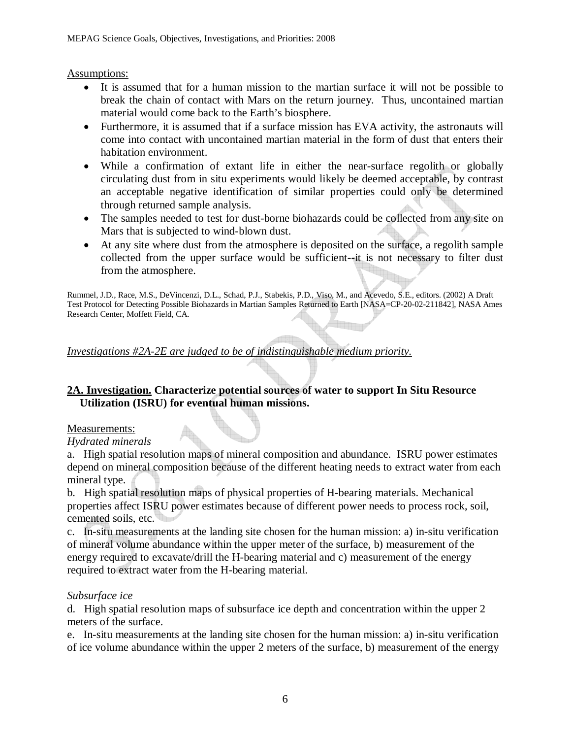Assumptions:

- It is assumed that for a human mission to the martian surface it will not be possible to break the chain of contact with Mars on the return journey. Thus, uncontained martian material would come back to the Earth's biosphere.
- Furthermore, it is assumed that if a surface mission has EVA activity, the astronauts will come into contact with uncontained martian material in the form of dust that enters their habitation environment.
- While a confirmation of extant life in either the near-surface regolith or globally circulating dust from in situ experiments would likely be deemed acceptable, by contrast an acceptable negative identification of similar properties could only be determined through returned sample analysis.
- The samples needed to test for dust-borne biohazards could be collected from any site on Mars that is subjected to wind-blown dust.
- At any site where dust from the atmosphere is deposited on the surface, a regolith sample collected from the upper surface would be sufficient--it is not necessary to filter dust from the atmosphere.

Rummel, J.D., Race, M.S., DeVincenzi, D.L., Schad, P.J., Stabekis, P.D., Viso, M., and Acevedo, S.E., editors. (2002) A Draft Test Protocol for Detecting Possible Biohazards in Martian Samples Returned to Earth [NASA=CP-20-02-211842], NASA Ames Research Center, Moffett Field, CA.

*Investigations #2A-2E are judged to be of indistinguishable medium priority.*

**2A. Investigation. Characterize potential sources of water to support In Situ Resource Utilization (ISRU) for eventual human missions.**

Measurements:

*Hydrated minerals*

a. High spatial resolution maps of mineral composition and abundance. ISRU power estimates depend on mineral composition because of the different heating needs to extract water from each mineral type.

b. High spatial resolution maps of physical properties of H-bearing materials. Mechanical properties affect ISRU power estimates because of different power needs to process rock, soil, cemented soils, etc.

c. In-situ measurements at the landing site chosen for the human mission: a) in-situ verification of mineral volume abundance within the upper meter of the surface, b) measurement of the energy required to excavate/drill the H-bearing material and c) measurement of the energy required to extract water from the H-bearing material.

*Subsurface ice*

d. High spatial resolution maps of subsurface ice depth and concentration within the upper 2 meters of the surface.

e. In-situ measurements at the landing site chosen for the human mission: a) in-situ verification of ice volume abundance within the upper 2 meters of the surface, b) measurement of the energy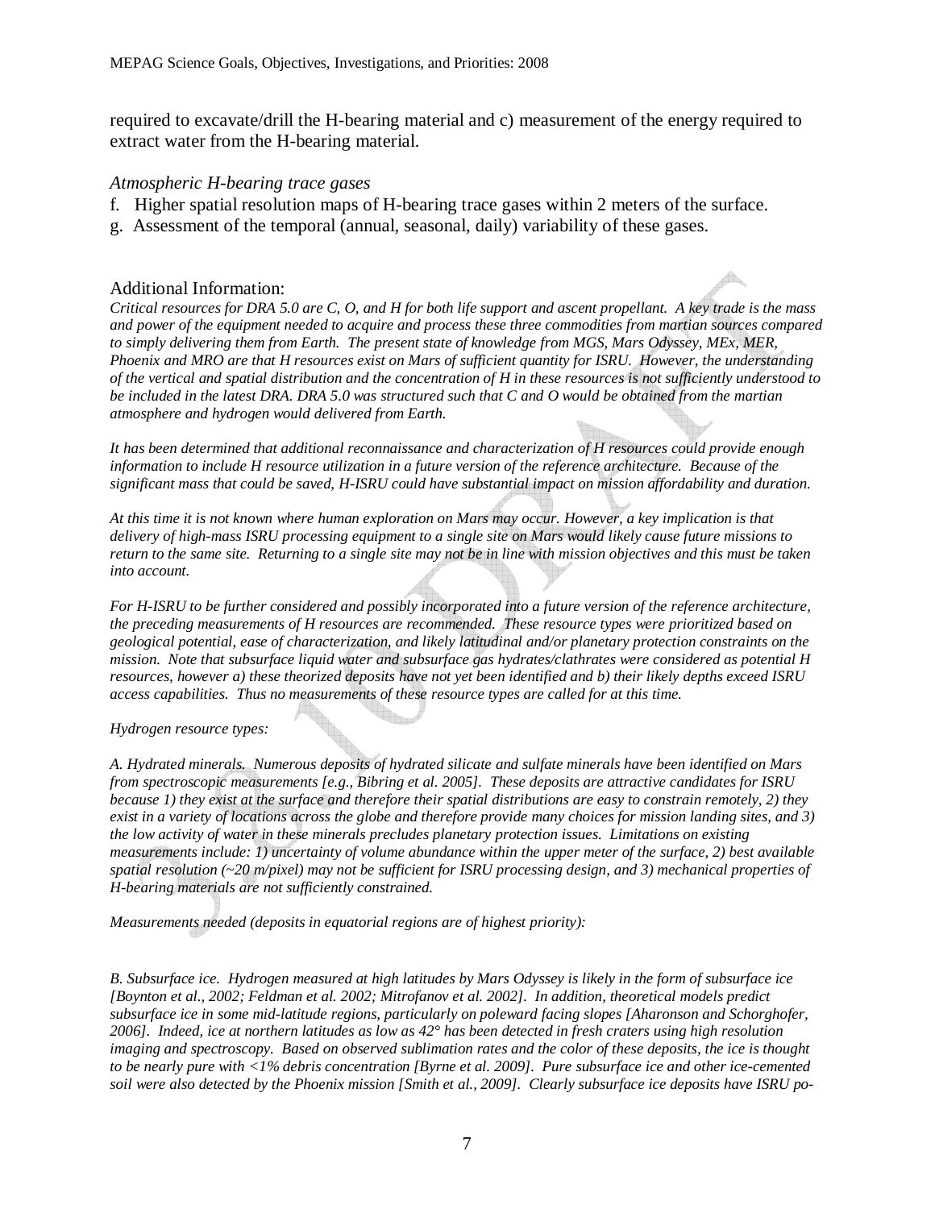required to excavate/drill the H-bearing material and c) measurement of the energy required to extract water from the H-bearing material.

*Atmospheric H-bearing trace gases*

f. Higher spatial resolution maps of H-bearing trace gases within 2 meters of the surface.

g. Assessment of the temporal (annual, seasonal, daily) variability of these gases.

## Additional Information:

*Critical resources for DRA 5.0 are C, O, and H for both life support and ascent propellant. A key trade is the mass and power of the equipment needed to acquire and process these three commodities from martian sources compared to simply delivering them from Earth. The present state of knowledge from MGS, Mars Odyssey, MEx, MER, Phoenix and MRO are that H resources exist on Mars of sufficient quantity for ISRU. However, the understanding of the vertical and spatial distribution and the concentration of H in these resources is not sufficiently understood to be included in the latest DRA. DRA 5.0 was structured such that C and O would be obtained from the martian atmosphere and hydrogen would delivered from Earth.*

*It has been determined that additional reconnaissance and characterization of H resources could provide enough information to include H resource utilization in a future version of the reference architecture. Because of the significant mass that could be saved, H-ISRU could have substantial impact on mission affordability and duration.*

*At this time it is not known where human exploration on Mars may occur. However, a key implication is that delivery of high-mass ISRU processing equipment to a single site on Mars would likely cause future missions to return to the same site. Returning to a single site may not be in line with mission objectives and this must be taken into account.*

*For H-ISRU to be further considered and possibly incorporated into a future version of the reference architecture, the preceding measurements of H resources are recommended. These resource types were prioritized based on geological potential, ease of characterization, and likely latitudinal and/or planetary protection constraints on the mission. Note that subsurface liquid water and subsurface gas hydrates/clathrates were considered as potential H resources, however a) these theorized deposits have not yet been identified and b) their likely depths exceed ISRU access capabilities. Thus no measurements of these resource types are called for at this time.*

*Hydrogen resource types:*

*A. Hydrated minerals. Numerous deposits of hydrated silicate and sulfate minerals have been identified on Mars from spectroscopic measurements [e.g., Bibring et al. 2005]. These deposits are attractive candidates for ISRU because 1) they exist at the surface and therefore their spatial distributions are easy to constrain remotely, 2) they exist in a variety of locations across the globe and therefore provide many choices for mission landing sites, and 3) the low activity of water in these minerals precludes planetary protection issues. Limitations on existing measurements include: 1) uncertainty of volume abundance within the upper meter of the surface, 2) best available spatial resolution (~20 m/pixel) may not be sufficient for ISRU processing design, and 3) mechanical properties of H-bearing materials are not sufficiently constrained.*

*Measurements needed (deposits in equatorial regions are of highest priority):*

*B. Subsurface ice. Hydrogen measured at high latitudes by Mars Odyssey is likely in the form of subsurface ice [Boynton et al., 2002; Feldman et al. 2002; Mitrofanov et al. 2002]. In addition, theoretical models predict subsurface ice in some mid-latitude regions, particularly on poleward facing slopes [Aharonson and Schorghofer, 2006]. Indeed, ice at northern latitudes as low as 42° has been detected in fresh craters using high resolution imaging and spectroscopy. Based on observed sublimation rates and the color of these deposits, the ice is thought to be nearly pure with <1% debris concentration [Byrne et al. 2009]. Pure subsurface ice and other ice-cemented soil were also detected by the Phoenix mission [Smith et al., 2009]. Clearly subsurface ice deposits have ISRU po-*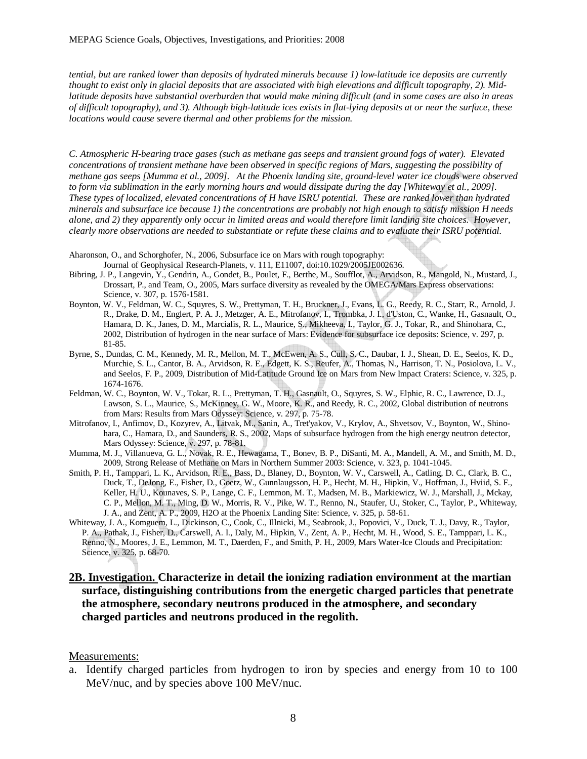*tential, but are ranked lower than deposits of hydrated minerals because 1) low-latitude ice deposits are currently thought to exist only in glacial deposits that are associated with high elevations and difficult topography, 2). Mid-latitude deposits have substantial overburden that would make mining difficult (and in some cases are also in areas of difficult topography), and 3). Although high-latitude ices exists in flat-lying deposits at or near the surface, these locations would cause severe thermal and other problems for the mission.*

*C. Atmospheric H-bearing trace gases (such as methane gas seeps and transient ground fogs of water). Elevated concentrations of transient methane have been observed in specific regions of Mars, suggesting the possibility of methane gas seeps [Mumma et al., 2009]. At the Phoenix landing site, ground-level water ice clouds were observed to form via sublimation in the early morning hours and would dissipate during the day [Whiteway et al., 2009]. These types of localized, elevated concentrations of H have ISRU potential. These are ranked lower than hydrated minerals and subsurface ice because 1) the concentrations are probably not high enough to satisfy mission H needs alone, and 2) they apparently only occur in limited areas and would therefore limit landing site choices. However, clearly more observations are needed to substantiate or refute these claims and to evaluate their ISRU potential.*

Aharonson, O., and Schorghofer, N., 2006, Subsurface ice on Mars with rough topography: Journal of Geophysical Research-Planets, v. 111, E11007, doi:10.1029/2005JE002636.

Bibring, J. P., Langevin, Y., Gendrin, A., Gondet, B., Poulet, F., Berthe, M., Soufflot, A., Arvidson, R., Mangold, N., Mustard, J., Drossart, P., and Team, O., 2005, Mars surface diversity as revealed by the OMEGA/Mars Express observations: Science, v. 307, p. 1576-1581.

Boynton, W. V., Feldman, W. C., Squyres, S. W., Prettyman, T. H., Bruckner, J., Evans, L. G., Reedy, R. C., Starr, R., Arnold, J. R., Drake, D. M., Englert, P. A. J., Metzger, A. E., Mitrofanov, I., Trombka, J. I., d'Uston, C., Wanke, H., Gasnault, O., Hamara, D. K., Janes, D. M., Marcialis, R. L., Maurice, S., Mikheeva, I., Taylor, G. J., Tokar, R., and Shinohara, C., 2002, Distribution of hydrogen in the near surface of Mars: Evidence for subsurface ice deposits: Science, v. 297, p. 81-85.

Byrne, S., Dundas, C. M., Kennedy, M. R., Mellon, M. T., McEwen, A. S., Cull, S. C., Daubar, I. J., Shean, D. E., Seelos, K. D., Murchie, S. L., Cantor, B. A., Arvidson, R. E., Edgett, K. S., Reufer, A., Thomas, N., Harrison, T. N., Posiolova, L. V., and Seelos, F. P., 2009, Distribution of Mid-Latitude Ground Ice on Mars from New Impact Craters: Science, v. 325, p. 1674-1676.

Feldman, W. C., Boynton, W. V., Tokar, R. L., Prettyman, T. H., Gasnault, O., Squyres, S. W., Elphic, R. C., Lawrence, D. J., Lawson, S. L., Maurice, S., McKinney, G. W., Moore, K. R., and Reedy, R. C., 2002, Global distribution of neutrons from Mars: Results from Mars Odyssey: Science, v. 297, p. 75-78.

Mitrofanov, I., Anfimov, D., Kozyrev, A., Litvak, M., Sanin, A., Tret'yakov, V., Krylov, A., Shvetsov, V., Boynton, W., Shinohara, C., Hamara, D., and Saunders, R. S., 2002, Maps of subsurface hydrogen from the high energy neutron detector, Mars Odyssey: Science, v. 297, p. 78-81.

Mumma, M. J., Villanueva, G. L., Novak, R. E., Hewagama, T., Bonev, B. P., DiSanti, M. A., Mandell, A. M., and Smith, M. D., 2009, Strong Release of Methane on Mars in Northern Summer 2003: Science, v. 323, p. 1041-1045.

Smith, P. H., Tamppari, L. K., Arvidson, R. E., Bass, D., Blaney, D., Boynton, W. V., Carswell, A., Catling, D. C., Clark, B. C., Duck, T., DeJong, E., Fisher, D., Goetz, W., Gunnlaugsson, H. P., Hecht, M. H., Hipkin, V., Hoffman, J., Hviid, S. F., Keller, H. U., Kounaves, S. P., Lange, C. F., Lemmon, M. T., Madsen, M. B., Markiewicz, W. J., Marshall, J., Mckay, C. P., Mellon, M. T., Ming, D. W., Morris, R. V., Pike, W. T., Renno, N., Staufer, U., Stoker, C., Taylor, P., Whiteway, J. A., and Zent, A. P., 2009, H2O at the Phoenix Landing Site: Science, v. 325, p. 58-61.

Whiteway, J. A., Komguem, L., Dickinson, C., Cook, C., Illnicki, M., Seabrook, J., Popovici, V., Duck, T. J., Davy, R., Taylor, P. A., Pathak, J., Fisher, D., Carswell, A. I., Daly, M., Hipkin, V., Zent, A. P., Hecht, M. H., Wood, S. E., Tamppari, L. K., Renno, N., Moores, J. E., Lemmon, M. T., Daerden, F., and Smith, P. H., 2009, Mars Water-Ice Clouds and Precipitation: Science, v. 325, p. 68-70.

## 2B. Investigation. Characterize in detail the ionizing radiation environment at the martian surface, distinguishing contributions from the energetic charged particles that penetrate the atmosphere, secondary neutrons produced in the atmosphere, and secondary charged particles and neutrons produced in the regolith.

Measurements:

a. Identify charged particles from hydrogen to iron by species and energy from 10 to 100 MeV/nuc, and by species above 100 MeV/nuc.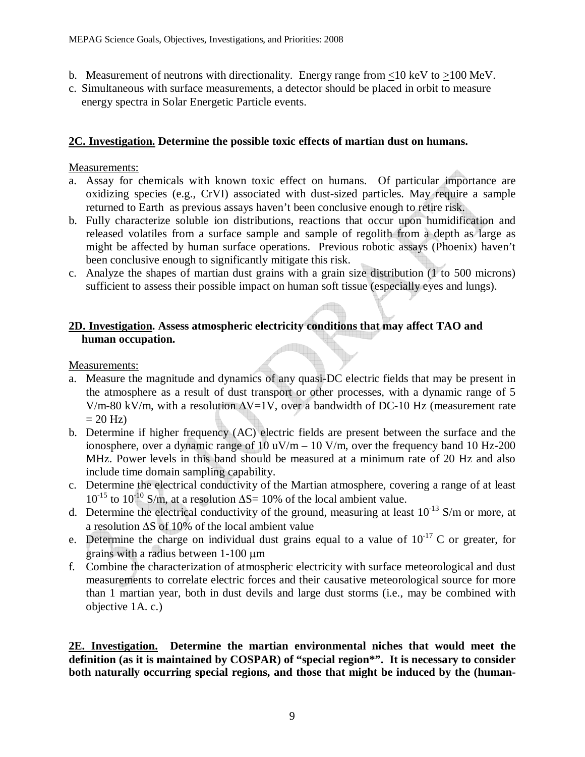b. Measurement of neutrons with directionality. Energy range from ≤10 keV to ≥100 MeV.
c. Simultaneous with surface measurements, a detector should be placed in orbit to measure energy spectra in Solar Energetic Particle events.

**2C. Investigation. Determine the possible toxic effects of martian dust on humans.**

Measurements:

a. Assay for chemicals with known toxic effect on humans. Of particular importance are oxidizing species (e.g., CrVI) associated with dust-sized particles. May require a sample returned to Earth as previous assays haven't been conclusive enough to retire risk.
b. Fully characterize soluble ion distributions, reactions that occur upon humidification and released volatiles from a surface sample and sample of regolith from a depth as large as might be affected by human surface operations. Previous robotic assays (Phoenix) haven't been conclusive enough to significantly mitigate this risk.
c. Analyze the shapes of martian dust grains with a grain size distribution (1 to 500 microns) sufficient to assess their possible impact on human soft tissue (especially eyes and lungs).

**2D. Investigation. Assess atmospheric electricity conditions that may affect TAO and human occupation.**

Measurements:

a. Measure the magnitude and dynamics of any quasi-DC electric fields that may be present in the atmosphere as a result of dust transport or other processes, with a dynamic range of 5 V/m-80 kV/m, with a resolution $\Delta V$=1V, over a bandwidth of DC-10 Hz (measurement rate = 20 Hz)
b. Determine if higher frequency (AC) electric fields are present between the surface and the ionosphere, over a dynamic range of 10 uV/m – 10 V/m, over the frequency band 10 Hz-200 MHz. Power levels in this band should be measured at a minimum rate of 20 Hz and also include time domain sampling capability.
c. Determine the electrical conductivity of the Martian atmosphere, covering a range of at least $10^{-15}$ to $10^{-10}$ S/m, at a resolution $\Delta S$= 10% of the local ambient value.
d. Determine the electrical conductivity of the ground, measuring at least $10^{-13}$ S/m or more, at a resolution $\Delta S$ of 10% of the local ambient value
e. Determine the charge on individual dust grains equal to a value of $10^{-17}$ C or greater, for grains with a radius between 1-100 μm
f. Combine the characterization of atmospheric electricity with surface meteorological and dust measurements to correlate electric forces and their causative meteorological source for more than 1 martian year, both in dust devils and large dust storms (i.e., may be combined with objective 1A. c.)

**2E. Investigation. Determine the martian environmental niches that would meet the definition (as it is maintained by COSPAR) of "special region*". It is necessary to consider both naturally occurring special regions, and those that might be induced by the (human-**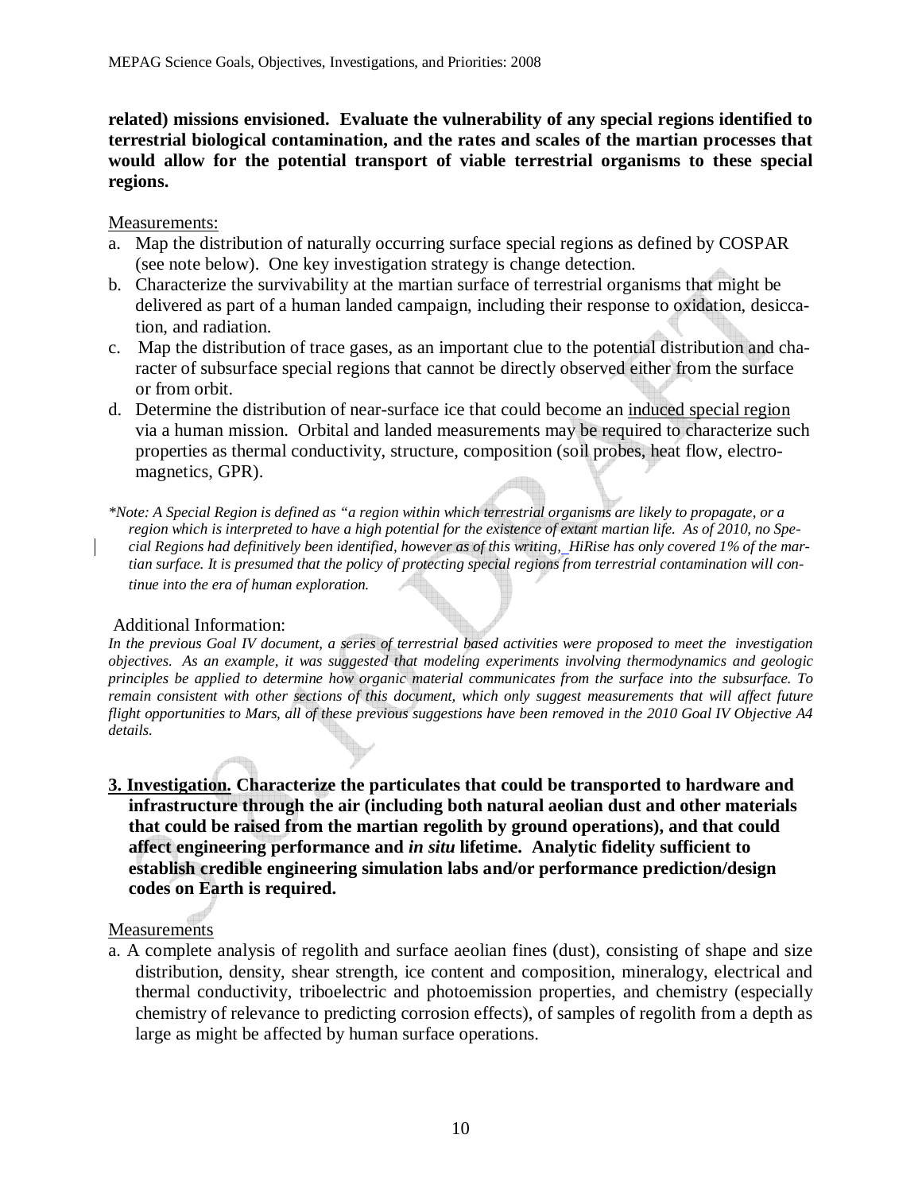**related) missions envisioned. Evaluate the vulnerability of any special regions identified to terrestrial biological contamination, and the rates and scales of the martian processes that would allow for the potential transport of viable terrestrial organisms to these special regions.**

Measurements:

a. Map the distribution of naturally occurring surface special regions as defined by COSPAR (see note below). One key investigation strategy is change detection.
b. Characterize the survivability at the martian surface of terrestrial organisms that might be delivered as part of a human landed campaign, including their response to oxidation, desiccation, and radiation.
c. Map the distribution of trace gases, as an important clue to the potential distribution and character of subsurface special regions that cannot be directly observed either from the surface or from orbit.
d. Determine the distribution of near-surface ice that could become an induced special region via a human mission. Orbital and landed measurements may be required to characterize such properties as thermal conductivity, structure, composition (soil probes, heat flow, electromagnetics, GPR).

*\*Note: A Special Region is defined as "a region within which terrestrial organisms are likely to propagate, or a region which is interpreted to have a high potential for the existence of extant martian life. As of 2010, no Special Regions had definitively been identified, however as of this writing, HiRise has only covered 1% of the martian surface. It is presumed that the policy of protecting special regions from terrestrial contamination will continue into the era of human exploration.*

Additional Information:

*In the previous Goal IV document, a series of terrestrial based activities were proposed to meet the investigation objectives. As an example, it was suggested that modeling experiments involving thermodynamics and geologic principles be applied to determine how organic material communicates from the surface into the subsurface. To remain consistent with other sections of this document, which only suggest measurements that will affect future flight opportunities to Mars, all of these previous suggestions have been removed in the 2010 Goal IV Objective A4 details.*

**3. Investigation. Characterize the particulates that could be transported to hardware and infrastructure through the air (including both natural aeolian dust and other materials that could be raised from the martian regolith by ground operations), and that could affect engineering performance and *in situ* lifetime. Analytic fidelity sufficient to establish credible engineering simulation labs and/or performance prediction/design codes on Earth is required.**

Measurements

a. A complete analysis of regolith and surface aeolian fines (dust), consisting of shape and size distribution, density, shear strength, ice content and composition, mineralogy, electrical and thermal conductivity, triboelectric and photoemission properties, and chemistry (especially chemistry of relevance to predicting corrosion effects), of samples of regolith from a depth as large as might be affected by human surface operations.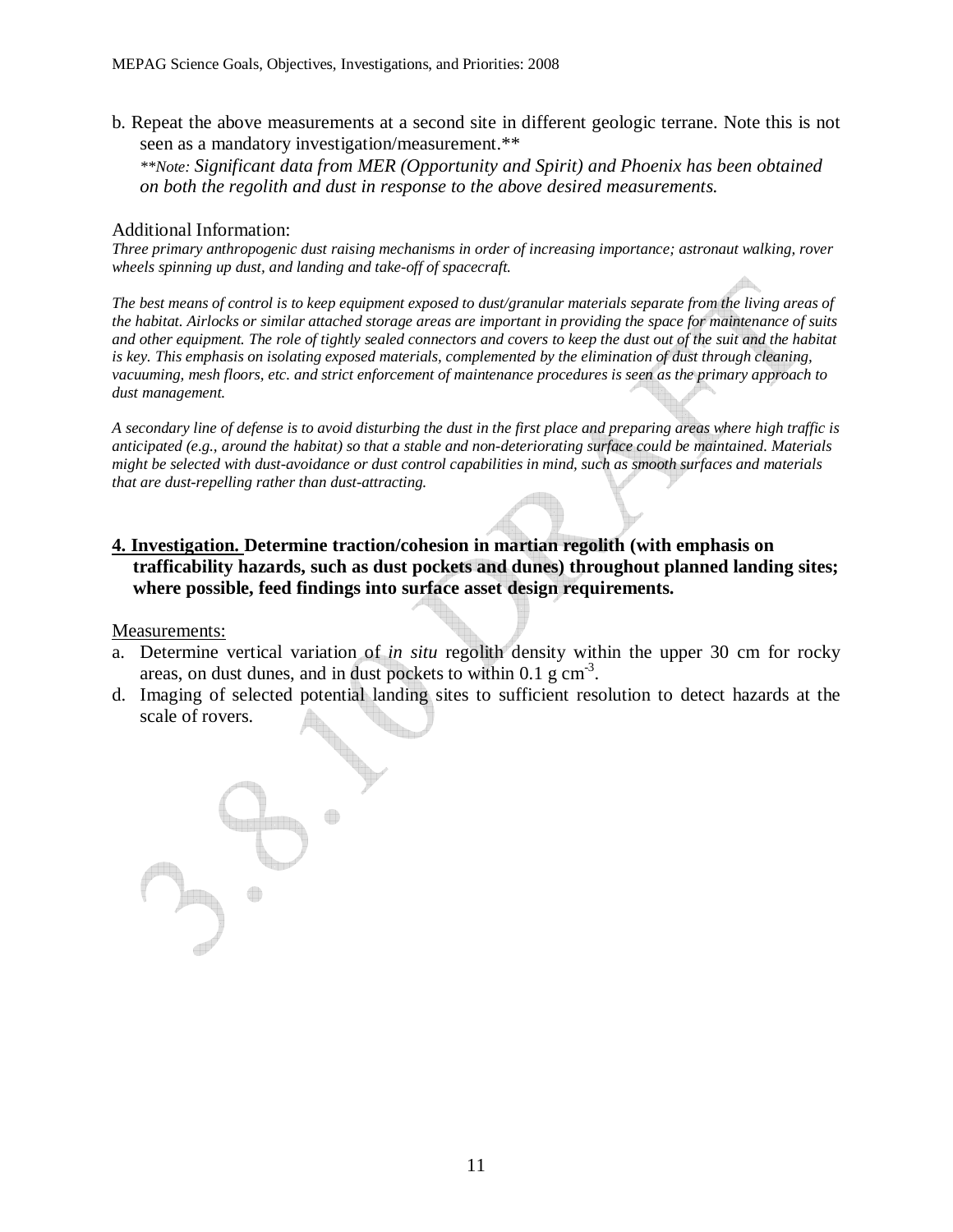b. Repeat the above measurements at a second site in different geologic terrane. Note this is not seen as a mandatory investigation/measurement.**

*\*\*Note: Significant data from MER (Opportunity and Spirit) and Phoenix has been obtained on both the regolith and dust in response to the above desired measurements.*

Additional Information:

*Three primary anthropogenic dust raising mechanisms in order of increasing importance; astronaut walking, rover wheels spinning up dust, and landing and take-off of spacecraft.*

*The best means of control is to keep equipment exposed to dust/granular materials separate from the living areas of the habitat. Airlocks or similar attached storage areas are important in providing the space for maintenance of suits and other equipment. The role of tightly sealed connectors and covers to keep the dust out of the suit and the habitat is key. This emphasis on isolating exposed materials, complemented by the elimination of dust through cleaning, vacuuming, mesh floors, etc. and strict enforcement of maintenance procedures is seen as the primary approach to dust management.*

*A secondary line of defense is to avoid disturbing the dust in the first place and preparing areas where high traffic is anticipated (e.g., around the habitat) so that a stable and non-deteriorating surface could be maintained. Materials might be selected with dust-avoidance or dust control capabilities in mind, such as smooth surfaces and materials that are dust-repelling rather than dust-attracting.*

**4. Investigation. Determine traction/cohesion in martian regolith (with emphasis on trafficability hazards, such as dust pockets and dunes) throughout planned landing sites; where possible, feed findings into surface asset design requirements.**

Measurements:

a. Determine vertical variation of *in situ* regolith density within the upper 30 cm for rocky areas, on dust dunes, and in dust pockets to within 0.1 g $cm^{-3}$.

d. Imaging of selected potential landing sites to sufficient resolution to detect hazards at the scale of rovers.